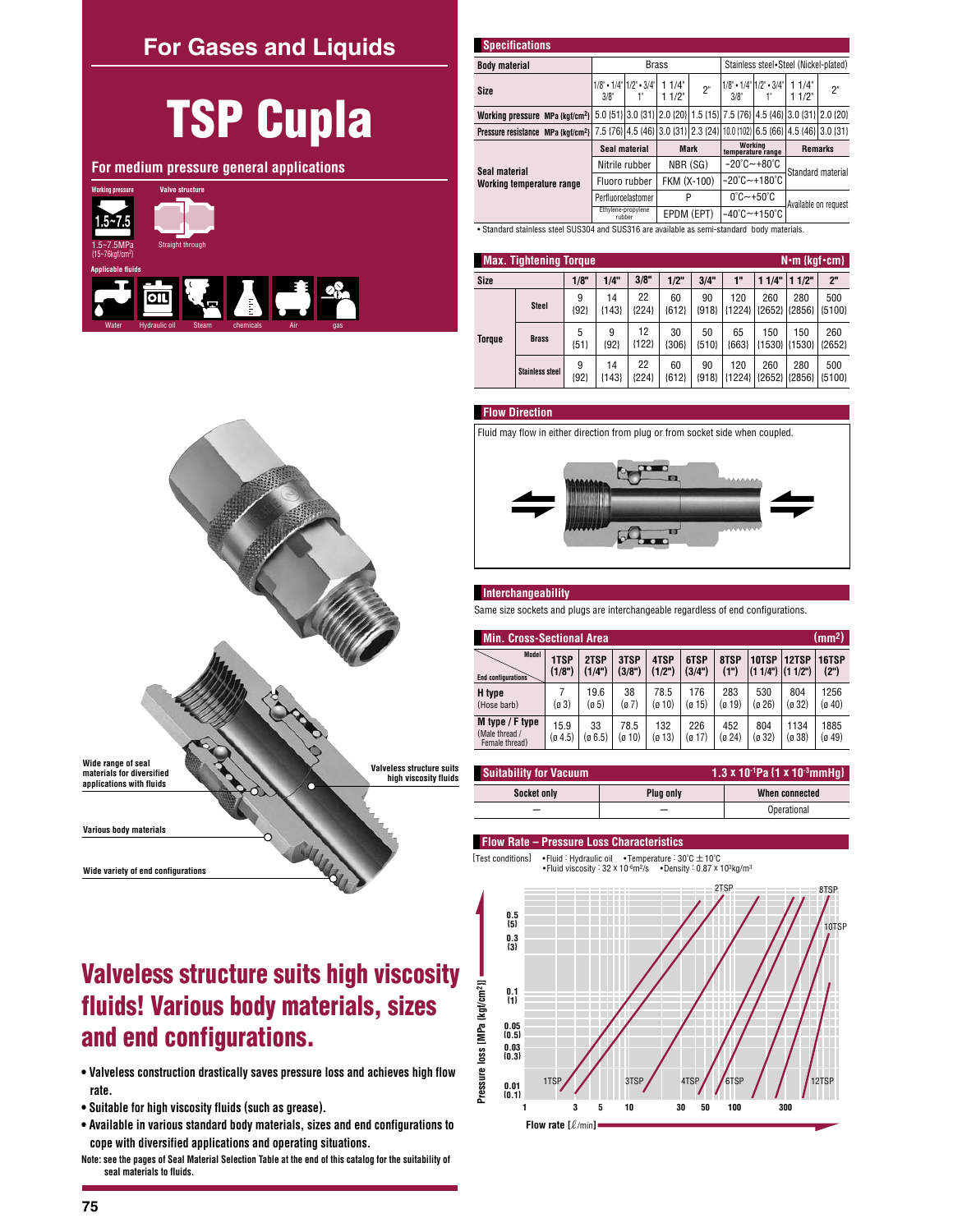# For Gases and Liquids

# TSP Cupla

## For medium pressure general applications

Working pressure: 1.5~7.5MPa {15~76kgf/cm²}

Valve structure: Straight through

Applicable fluids: Water, Hydraulic oil, Steam, chemicals, Air, gas

Wide range of seal materials for diversified applications with fluids

Valveless structure suits high viscosity fluids

Various body materials

Wide variety of end configurations

## Valveless structure suits high viscosity fluids! Various body materials, sizes and end configurations.

- **Valveless construction drastically saves pressure loss and achieves high flow rate.**
- **Suitable for high viscosity fluids (such as grease).**
- **Available in various standard body materials, sizes and end configurations to cope with diversified applications and operating situations.**

**Note: see the pages of Seal Material Selection Table at the end of this catalog for the suitability of seal materials to fluids.**

### Specifications

| Body material | Brass | | | | Stainless steel•Steel (Nickel-plated) | | | |
|---|---|---|---|---|---|---|---|---|
| Size | 1/8"•1/4" 3/8" | 1/2"•3/4" 1" | 1 1/4" 1 1/2" | 2" | 1/8"•1/4" 3/8" | 1/2"•3/4" 1" | 1 1/4" 1 1/2" | 2" |
| Working pressure MPa {kgf/cm²} | 5.0 {51} | 3.0 {31} | 2.0 {20} | 1.5 {15} | 7.5 {76} | 4.5 {46} | 3.0 {31} | 2.0 {20} |
| Pressure resistance MPa {kgf/cm²} | 7.5 {76} | 4.5 {46} | 3.0 {31} | 2.3 {24} | 10.0 {102} | 6.5 {66} | 4.5 {46} | 3.0 {31} |

| Seal material / Working temperature range | Seal material | Mark | Working temperature range | Remarks |
|---|---|---|---|---|
| | Nitrile rubber | NBR (SG) | -20°C～+80°C | Standard material |
| | Fluoro rubber | FKM (X-100) | -20°C～+180°C | Standard material |
| | Perfluoroelastomer | P | 0°C～+50°C | Available on request |
| | Ethylene-propylene rubber | EPDM (EPT) | -40°C～+150°C | Available on request |

• Standard stainless steel SUS304 and SUS316 are available as semi-standard body materials.

### Max. Tightening Torque

N•m {kgf•cm}

| Size | | 1/8" | 1/4" | 3/8" | 1/2" | 3/4" | 1" | 1 1/4" | 1 1/2" | 2" |
|---|---|---|---|---|---|---|---|---|---|---|
| Torque | Steel | 9 {92} | 14 {143} | 22 {224} | 60 {612} | 90 {918} | 120 {1224} | 260 {2652} | 280 {2856} | 500 {5100} |
| | Brass | 5 {51} | 9 {92} | 12 {122} | 30 {306} | 50 {510} | 65 {663} | 150 {1530} | 150 {1530} | 260 {2652} |
| | Stainless steel | 9 {92} | 14 {143} | 22 {224} | 60 {612} | 90 {918} | 120 {1224} | 260 {2652} | 280 {2856} | 500 {5100} |

### Flow Direction

Fluid may flow in either direction from plug or from socket side when coupled.

### Interchangeability

Same size sockets and plugs are interchangeable regardless of end configurations.

### Min. Cross-Sectional Area

(mm²)

| End configurations \ Model | 1TSP (1/8") | 2TSP (1/4") | 3TSP (3/8") | 4TSP (1/2") | 6TSP (3/4") | 8TSP (1") | 10TSP (1 1/4") | 12TSP (1 1/2") | 16TSP (2") |
|---|---|---|---|---|---|---|---|---|---|
| H type (Hose barb) | 7 (ø 3) | 19.6 (ø 5) | 38 (ø 7) | 78.5 (ø 10) | 176 (ø 15) | 283 (ø 19) | 530 (ø 26) | 804 (ø 32) | 1256 (ø 40) |
| M type / F type (Male thread / Female thread) | 15.9 (ø 4.5) | 33 (ø 6.5) | 78.5 (ø 10) | 132 (ø 13) | 226 (ø 17) | 452 (ø 24) | 804 (ø 32) | 1134 (ø 38) | 1885 (ø 49) |

### Suitability for Vacuum

$1.3 \times 10^{-1}$Pa {$1 \times 10^{-3}$mmHg}

| Socket only | Plug only | When connected |
|---|---|---|
| — | — | Operational |

### Flow Rate – Pressure Loss Characteristics

[Test conditions] •Fluid : Hydraulic oil •Temperature : 30°C ± 10°C •Fluid viscosity : $32 \times 10^{-6}$m²/s •Density : $0.87 \times 10^{3}$kg/m³

Pressure loss [MPa {kgf/cm²}]: 0.01 {0.1}, 0.03 {0.3}, 0.05 {0.5}, 0.1 {1}, 0.3 {3}, 0.5 {5}

Flow rate [ℓ/min]: 1, 3, 5, 10, 30, 50, 100, 300

Curves: 1TSP, 2TSP, 3TSP, 4TSP, 6TSP, 8TSP, 10TSP, 12TSP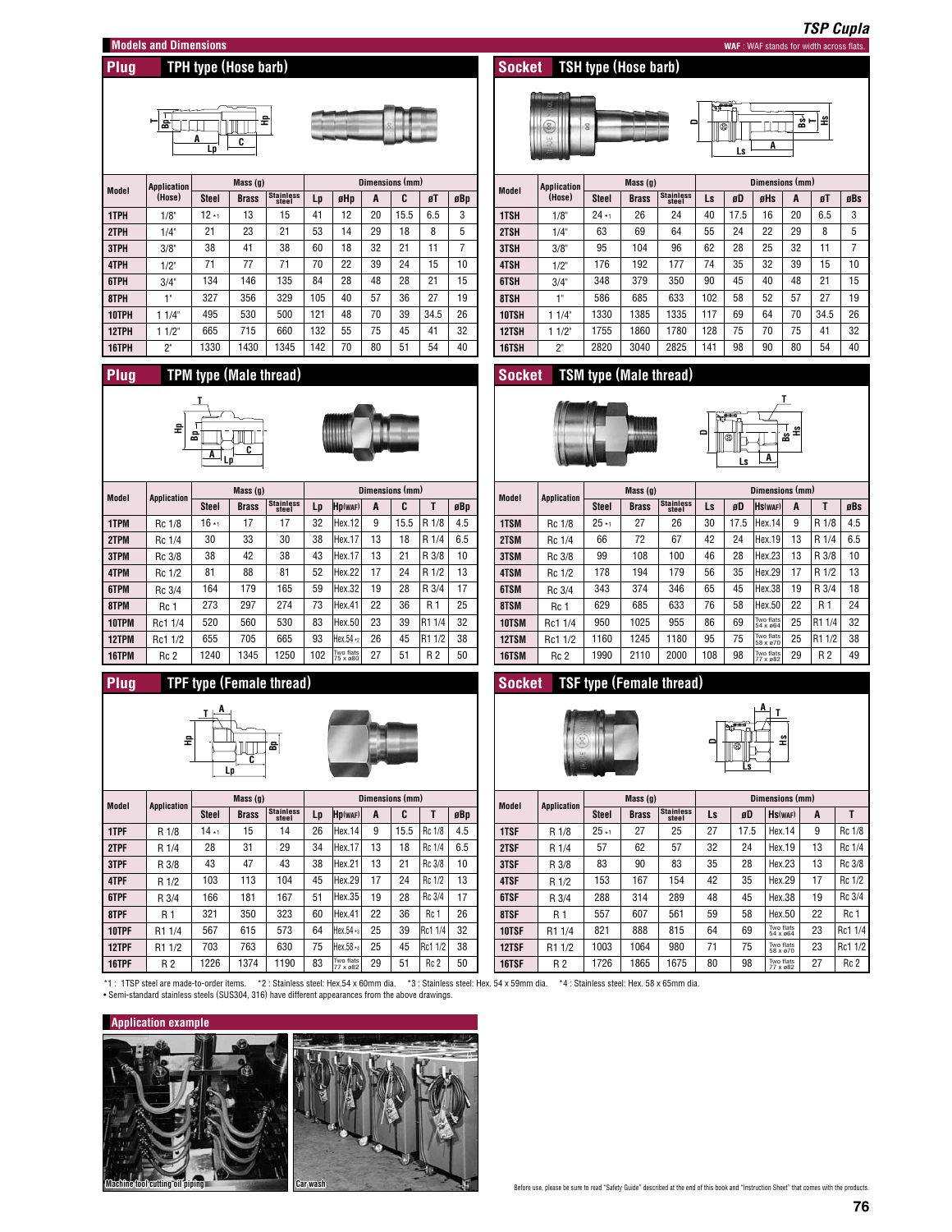## Models and Dimensions

WAF : WAF stands for width across flats.

### Plug TPH type (Hose barb)

| Model | Application (Hose) | Mass (g) | | | Dimensions (mm) | | | | | |
|---|---|---|---|---|---|---|---|---|---|---|
| | | Steel | Brass | Stainless steel | Lp | øHp | A | C | øT | øBp |
| 1TPH | 1/8" | 12 *1 | 13 | 15 | 41 | 12 | 20 | 15.5 | 6.5 | 3 |
| 2TPH | 1/4" | 21 | 23 | 21 | 53 | 14 | 29 | 18 | 8 | 5 |
| 3TPH | 3/8" | 38 | 41 | 38 | 60 | 18 | 32 | 21 | 11 | 7 |
| 4TPH | 1/2" | 71 | 77 | 71 | 70 | 22 | 39 | 24 | 15 | 10 |
| 6TPH | 3/4" | 134 | 146 | 135 | 84 | 28 | 48 | 28 | 21 | 15 |
| 8TPH | 1" | 327 | 356 | 329 | 105 | 40 | 57 | 36 | 27 | 19 |
| 10TPH | 1 1/4" | 495 | 530 | 500 | 121 | 48 | 70 | 39 | 34.5 | 26 |
| 12TPH | 1 1/2" | 665 | 715 | 660 | 132 | 55 | 75 | 45 | 41 | 32 |
| 16TPH | 2" | 1330 | 1430 | 1345 | 142 | 70 | 80 | 51 | 54 | 40 |

### Socket TSH type (Hose barb)

| Model | Application (Hose) | Mass (g) | | | Dimensions (mm) | | | | | |
|---|---|---|---|---|---|---|---|---|---|---|
| | | Steel | Brass | Stainless steel | Ls | øD | øHs | A | øT | øBs |
| 1TSH | 1/8" | 24 *1 | 26 | 24 | 40 | 17.5 | 16 | 20 | 6.5 | 3 |
| 2TSH | 1/4" | 63 | 69 | 64 | 55 | 24 | 22 | 29 | 8 | 5 |
| 3TSH | 3/8" | 95 | 104 | 96 | 62 | 28 | 25 | 32 | 11 | 7 |
| 4TSH | 1/2" | 176 | 192 | 177 | 74 | 35 | 32 | 39 | 15 | 10 |
| 6TSH | 3/4" | 348 | 379 | 350 | 90 | 45 | 40 | 48 | 21 | 15 |
| 8TSH | 1" | 586 | 685 | 633 | 102 | 58 | 52 | 57 | 27 | 19 |
| 10TSH | 1 1/4" | 1330 | 1385 | 1335 | 117 | 69 | 64 | 70 | 34.5 | 26 |
| 12TSH | 1 1/2" | 1755 | 1860 | 1780 | 128 | 75 | 70 | 75 | 41 | 32 |
| 16TSH | 2" | 2820 | 3040 | 2825 | 141 | 98 | 90 | 80 | 54 | 40 |

### Plug TPM type (Male thread)

| Model | Application | Mass (g) | | | Dimensions (mm) | | | | | |
|---|---|---|---|---|---|---|---|---|---|---|
| | | Steel | Brass | Stainless steel | Lp | Hp(WAF) | A | C | T | øBp |
| 1TPM | Rc 1/8 | 16 *1 | 17 | 17 | 32 | Hex.12 | 9 | 15.5 | R 1/8 | 4.5 |
| 2TPM | Rc 1/4 | 30 | 33 | 30 | 38 | Hex.17 | 13 | 18 | R 1/4 | 6.5 |
| 3TPM | Rc 3/8 | 38 | 42 | 38 | 43 | Hex.17 | 13 | 21 | R 3/8 | 10 |
| 4TPM | Rc 1/2 | 81 | 88 | 81 | 52 | Hex.22 | 17 | 24 | R 1/2 | 13 |
| 6TPM | Rc 3/4 | 164 | 179 | 165 | 59 | Hex.32 | 19 | 28 | R 3/4 | 17 |
| 8TPM | Rc 1 | 273 | 297 | 274 | 73 | Hex.41 | 22 | 36 | R 1 | 25 |
| 10TPM | Rc1 1/4 | 520 | 560 | 530 | 83 | Hex.50 | 23 | 39 | R1 1/4 | 32 |
| 12TPM | Rc1 1/2 | 655 | 705 | 665 | 93 | Hex.54 *2 | 26 | 45 | R1 1/2 | 38 |
| 16TPM | Rc 2 | 1240 | 1345 | 1250 | 102 | Two flats 75 x ø80 | 27 | 51 | R 2 | 50 |

### Socket TSM type (Male thread)

| Model | Application | Mass (g) | | | Dimensions (mm) | | | | | |
|---|---|---|---|---|---|---|---|---|---|---|
| | | Steel | Brass | Stainless steel | Ls | øD | Hs(WAF) | A | T | øBs |
| 1TSM | Rc 1/8 | 25 *1 | 27 | 26 | 30 | 17.5 | Hex.14 | 9 | R 1/8 | 4.5 |
| 2TSM | Rc 1/4 | 66 | 72 | 67 | 42 | 24 | Hex.19 | 13 | R 1/4 | 6.5 |
| 3TSM | Rc 3/8 | 99 | 108 | 100 | 46 | 28 | Hex.23 | 13 | R 3/8 | 10 |
| 4TSM | Rc 1/2 | 178 | 194 | 179 | 56 | 35 | Hex.29 | 17 | R 1/2 | 13 |
| 6TSM | Rc 3/4 | 343 | 374 | 346 | 65 | 45 | Hex.38 | 19 | R 3/4 | 18 |
| 8TSM | Rc 1 | 629 | 685 | 633 | 76 | 58 | Hex.50 | 22 | R 1 | 24 |
| 10TSM | Rc1 1/4 | 950 | 1025 | 955 | 86 | 69 | Two flats 54 x ø64 | 25 | R1 1/4 | 32 |
| 12TSM | Rc1 1/2 | 1160 | 1245 | 1180 | 95 | 75 | Two flats 58 x ø70 | 25 | R1 1/2 | 38 |
| 16TSM | Rc 2 | 1990 | 2110 | 2000 | 108 | 98 | Two flats 77 x ø82 | 29 | R 2 | 49 |

### Plug TPF type (Female thread)

| Model | Application | Mass (g) | | | Dimensions (mm) | | | | | |
|---|---|---|---|---|---|---|---|---|---|---|
| | | Steel | Brass | Stainless steel | Lp | Hp(WAF) | A | C | T | øBp |
| 1TPF | R 1/8 | 14 *1 | 15 | 14 | 26 | Hex.14 | 9 | 15.5 | Rc 1/8 | 4.5 |
| 2TPF | R 1/4 | 28 | 31 | 29 | 34 | Hex.17 | 13 | 18 | Rc 1/4 | 6.5 |
| 3TPF | R 3/8 | 43 | 47 | 43 | 38 | Hex.21 | 13 | 21 | Rc 3/8 | 10 |
| 4TPF | R 1/2 | 103 | 113 | 104 | 45 | Hex.29 | 17 | 24 | Rc 1/2 | 13 |
| 6TPF | R 3/4 | 166 | 181 | 167 | 51 | Hex.35 | 19 | 28 | Rc 3/4 | 17 |
| 8TPF | R 1 | 321 | 350 | 323 | 60 | Hex.41 | 22 | 36 | Rc 1 | 26 |
| 10TPF | R1 1/4 | 567 | 615 | 573 | 64 | Hex.54 *3 | 25 | 39 | Rc1 1/4 | 32 |
| 12TPF | R1 1/2 | 703 | 763 | 630 | 75 | Hex.58 *4 | 25 | 45 | Rc1 1/2 | 38 |
| 16TPF | R 2 | 1226 | 1374 | 1190 | 83 | Two flats 77 x ø82 | 29 | 51 | Rc 2 | 50 |

### Socket TSF type (Female thread)

| Model | Application | Mass (g) | | | Dimensions (mm) | | | | |
|---|---|---|---|---|---|---|---|---|---|
| | | Steel | Brass | Stainless steel | Ls | øD | Hs(WAF) | A | T |
| 1TSF | R 1/8 | 25 *1 | 27 | 25 | 27 | 17.5 | Hex.14 | 9 | Rc 1/8 |
| 2TSF | R 1/4 | 57 | 62 | 57 | 32 | 24 | Hex.19 | 13 | Rc 1/4 |
| 3TSF | R 3/8 | 83 | 90 | 83 | 35 | 28 | Hex.23 | 13 | Rc 3/8 |
| 4TSF | R 1/2 | 153 | 167 | 154 | 42 | 35 | Hex.29 | 17 | Rc 1/2 |
| 6TSF | R 3/4 | 288 | 314 | 289 | 48 | 45 | Hex.38 | 19 | Rc 3/4 |
| 8TSF | R 1 | 557 | 607 | 561 | 59 | 58 | Hex.50 | 22 | Rc 1 |
| 10TSF | R1 1/4 | 821 | 888 | 815 | 64 | 69 | Two flats 54 x ø64 | 23 | Rc1 1/4 |
| 12TSF | R1 1/2 | 1003 | 1064 | 980 | 71 | 75 | Two flats 58 x ø70 | 23 | Rc1 1/2 |
| 16TSF | R 2 | 1726 | 1865 | 1675 | 80 | 98 | Two flats 77 x ø82 | 27 | Rc 2 |

*1 : 1TSP steel are made-to-order items. *2 : Stainless steel: Hex.54 x 60mm dia. *3 : Stainless steel: Hex. 54 x 59mm dia. *4 : Stainless steel: Hex. 58 x 65mm dia.

• Semi-standard stainless steels (SUS304, 316) have different appearances from the above drawings.

## Application example

Machine tool cutting oil piping

Car wash

Before use, please be sure to read "Safety Guide" described at the end of this book and "Instruction Sheet" that comes with the products.